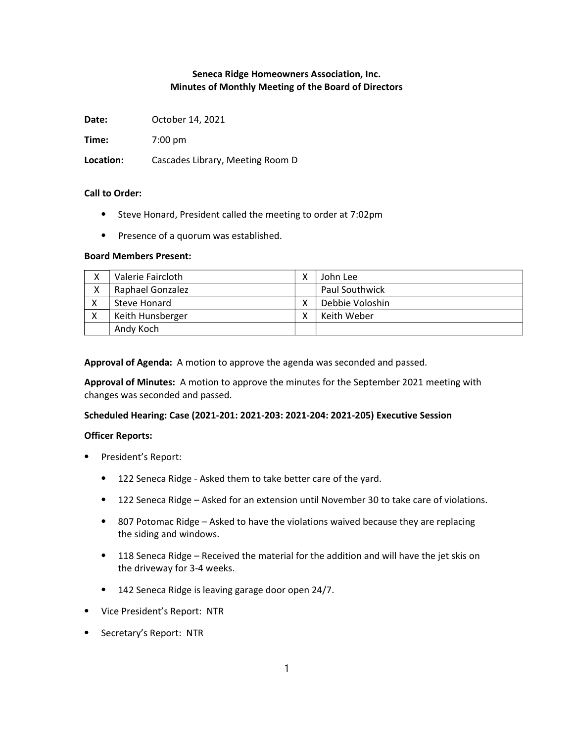**Seneca Ridge Homeowners Association, Inc.**
**Minutes of Monthly Meeting of the Board of Directors**

**Date:** October 14, 2021

**Time:** 7:00 pm

**Location:** Cascades Library, Meeting Room D

**Call to Order:**

- Steve Honard, President called the meeting to order at 7:02pm
- Presence of a quorum was established.

**Board Members Present:**

| | | | |
|---|---|---|---|
| X | Valerie Faircloth | X | John Lee |
| X | Raphael Gonzalez | | Paul Southwick |
| X | Steve Honard | X | Debbie Voloshin |
| X | Keith Hunsberger | X | Keith Weber |
| | Andy Koch | | |

**Approval of Agenda:** A motion to approve the agenda was seconded and passed.

**Approval of Minutes:** A motion to approve the minutes for the September 2021 meeting with changes was seconded and passed.

**Scheduled Hearing: Case (2021-201: 2021-203: 2021-204: 2021-205) Executive Session**

**Officer Reports:**

- President's Report:
  - 122 Seneca Ridge - Asked them to take better care of the yard.
  - 122 Seneca Ridge – Asked for an extension until November 30 to take care of violations.
  - 807 Potomac Ridge – Asked to have the violations waived because they are replacing the siding and windows.
  - 118 Seneca Ridge – Received the material for the addition and will have the jet skis on the driveway for 3-4 weeks.
  - 142 Seneca Ridge is leaving garage door open 24/7.
- Vice President's Report: NTR
- Secretary's Report: NTR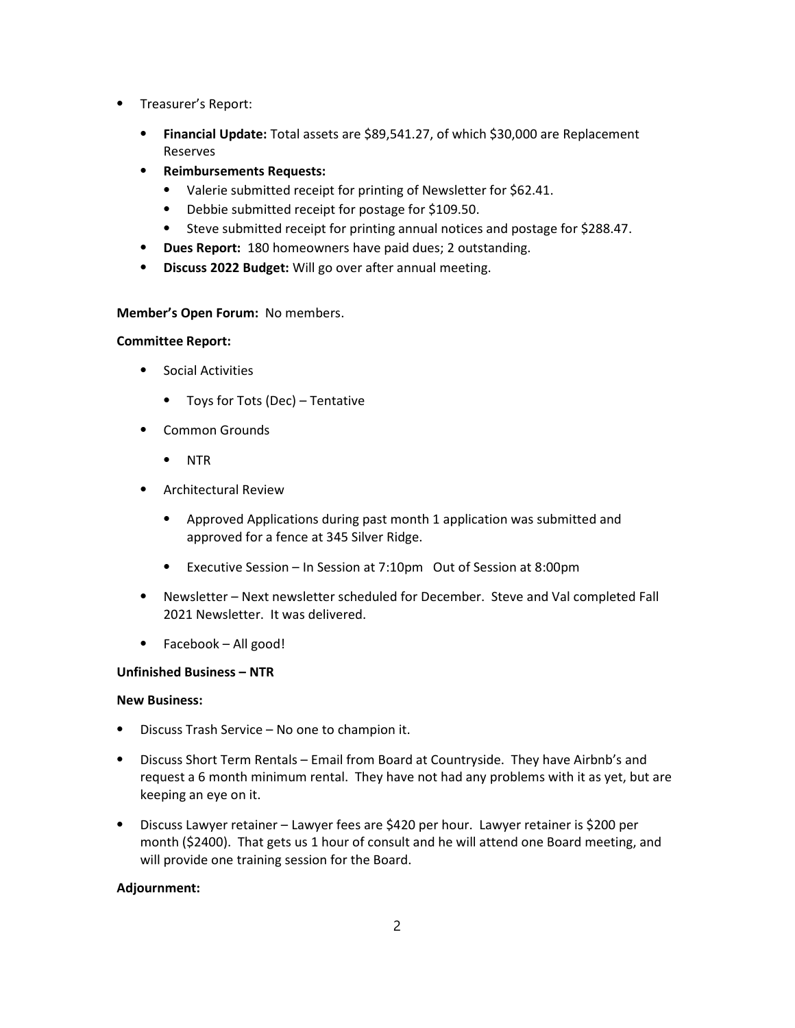- Treasurer's Report:
  - **Financial Update:** Total assets are $89,541.27, of which $30,000 are Replacement Reserves
  - **Reimbursements Requests:**
    - Valerie submitted receipt for printing of Newsletter for $62.41.
    - Debbie submitted receipt for postage for $109.50.
    - Steve submitted receipt for printing annual notices and postage for $288.47.
  - **Dues Report:** 180 homeowners have paid dues; 2 outstanding.
  - **Discuss 2022 Budget:** Will go over after annual meeting.

**Member's Open Forum:** No members.

**Committee Report:**

- Social Activities
  - Toys for Tots (Dec) – Tentative
- Common Grounds
  - NTR
- Architectural Review
  - Approved Applications during past month 1 application was submitted and approved for a fence at 345 Silver Ridge.
  - Executive Session – In Session at 7:10pm Out of Session at 8:00pm
- Newsletter – Next newsletter scheduled for December. Steve and Val completed Fall 2021 Newsletter. It was delivered.
- Facebook – All good!

**Unfinished Business – NTR**

**New Business:**

- Discuss Trash Service – No one to champion it.
- Discuss Short Term Rentals – Email from Board at Countryside. They have Airbnb's and request a 6 month minimum rental. They have not had any problems with it as yet, but are keeping an eye on it.
- Discuss Lawyer retainer – Lawyer fees are $420 per hour. Lawyer retainer is $200 per month ($2400). That gets us 1 hour of consult and he will attend one Board meeting, and will provide one training session for the Board.

**Adjournment:**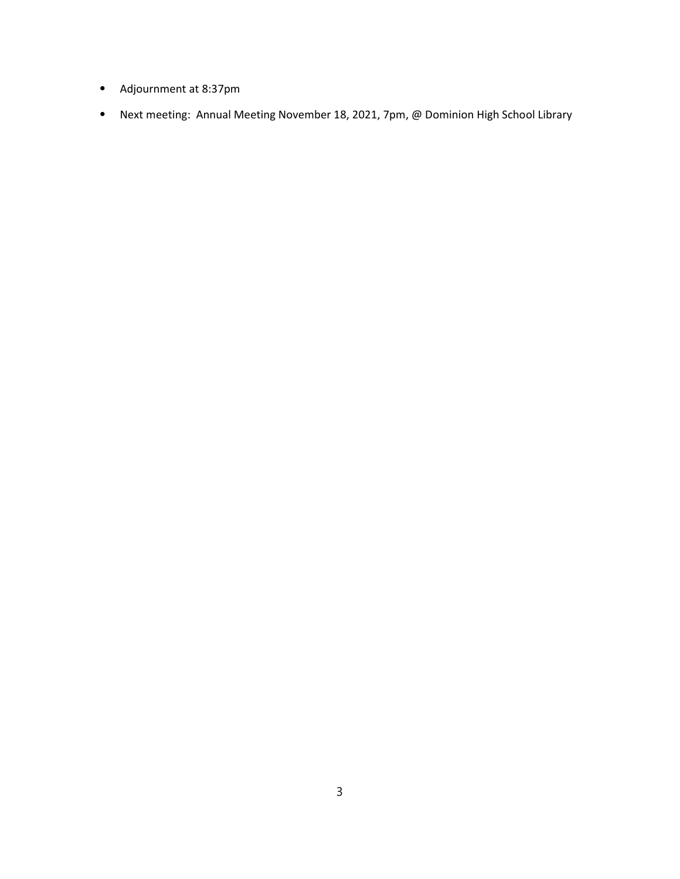- Adjournment at 8:37pm
- Next meeting: Annual Meeting November 18, 2021, 7pm, @ Dominion High School Library